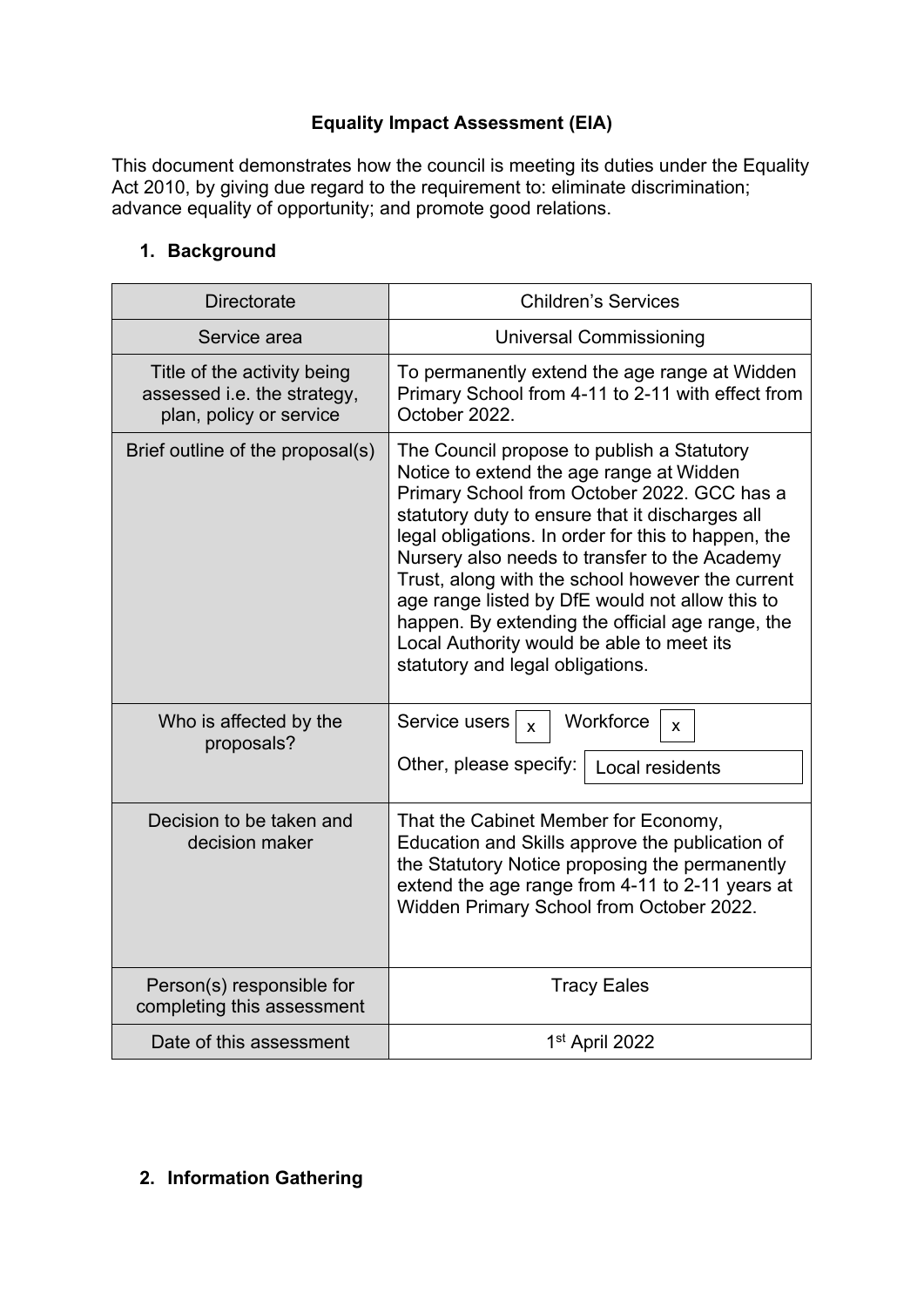**Equality Impact Assessment (EIA)**

This document demonstrates how the council is meeting its duties under the Equality Act 2010, by giving due regard to the requirement to: eliminate discrimination; advance equality of opportunity; and promote good relations.

## 1. Background

| | |
|---|---|
| Directorate | Children's Services |
| Service area | Universal Commissioning |
| Title of the activity being assessed i.e. the strategy, plan, policy or service | To permanently extend the age range at Widden Primary School from 4-11 to 2-11 with effect from October 2022. |
| Brief outline of the proposal(s) | The Council propose to publish a Statutory Notice to extend the age range at Widden Primary School from October 2022. GCC has a statutory duty to ensure that it discharges all legal obligations. In order for this to happen, the Nursery also needs to transfer to the Academy Trust, along with the school however the current age range listed by DfE would not allow this to happen. By extending the official age range, the Local Authority would be able to meet its statutory and legal obligations. |
| Who is affected by the proposals? | Service users [x] Workforce [x]<br>Other, please specify: Local residents |
| Decision to be taken and decision maker | That the Cabinet Member for Economy, Education and Skills approve the publication of the Statutory Notice proposing the permanently extend the age range from 4-11 to 2-11 years at Widden Primary School from October 2022. |
| Person(s) responsible for completing this assessment | Tracy Eales |
| Date of this assessment | 1st April 2022 |

## 2. Information Gathering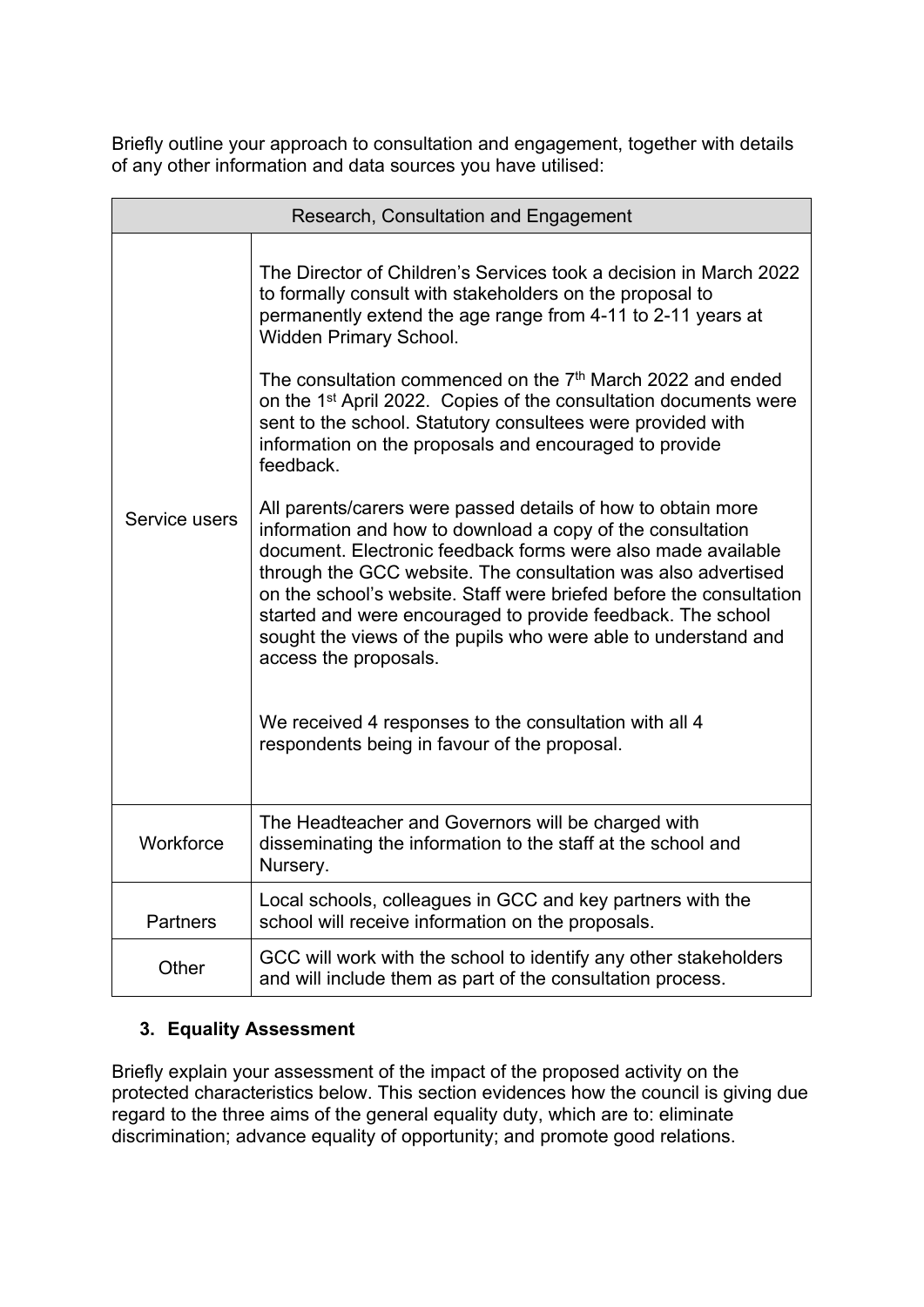Briefly outline your approach to consultation and engagement, together with details of any other information and data sources you have utilised:

| Research, Consultation and Engagement | |
|---|---|
| Service users | The Director of Children's Services took a decision in March 2022 to formally consult with stakeholders on the proposal to permanently extend the age range from 4-11 to 2-11 years at Widden Primary School.<br><br>The consultation commenced on the 7th March 2022 and ended on the 1st April 2022. Copies of the consultation documents were sent to the school. Statutory consultees were provided with information on the proposals and encouraged to provide feedback.<br><br>All parents/carers were passed details of how to obtain more information and how to download a copy of the consultation document. Electronic feedback forms were also made available through the GCC website. The consultation was also advertised on the school's website. Staff were briefed before the consultation started and were encouraged to provide feedback. The school sought the views of the pupils who were able to understand and access the proposals.<br><br>We received 4 responses to the consultation with all 4 respondents being in favour of the proposal. |
| Workforce | The Headteacher and Governors will be charged with disseminating the information to the staff at the school and Nursery. |
| Partners | Local schools, colleagues in GCC and key partners with the school will receive information on the proposals. |
| Other | GCC will work with the school to identify any other stakeholders and will include them as part of the consultation process. |

## 3. Equality Assessment

Briefly explain your assessment of the impact of the proposed activity on the protected characteristics below. This section evidences how the council is giving due regard to the three aims of the general equality duty, which are to: eliminate discrimination; advance equality of opportunity; and promote good relations.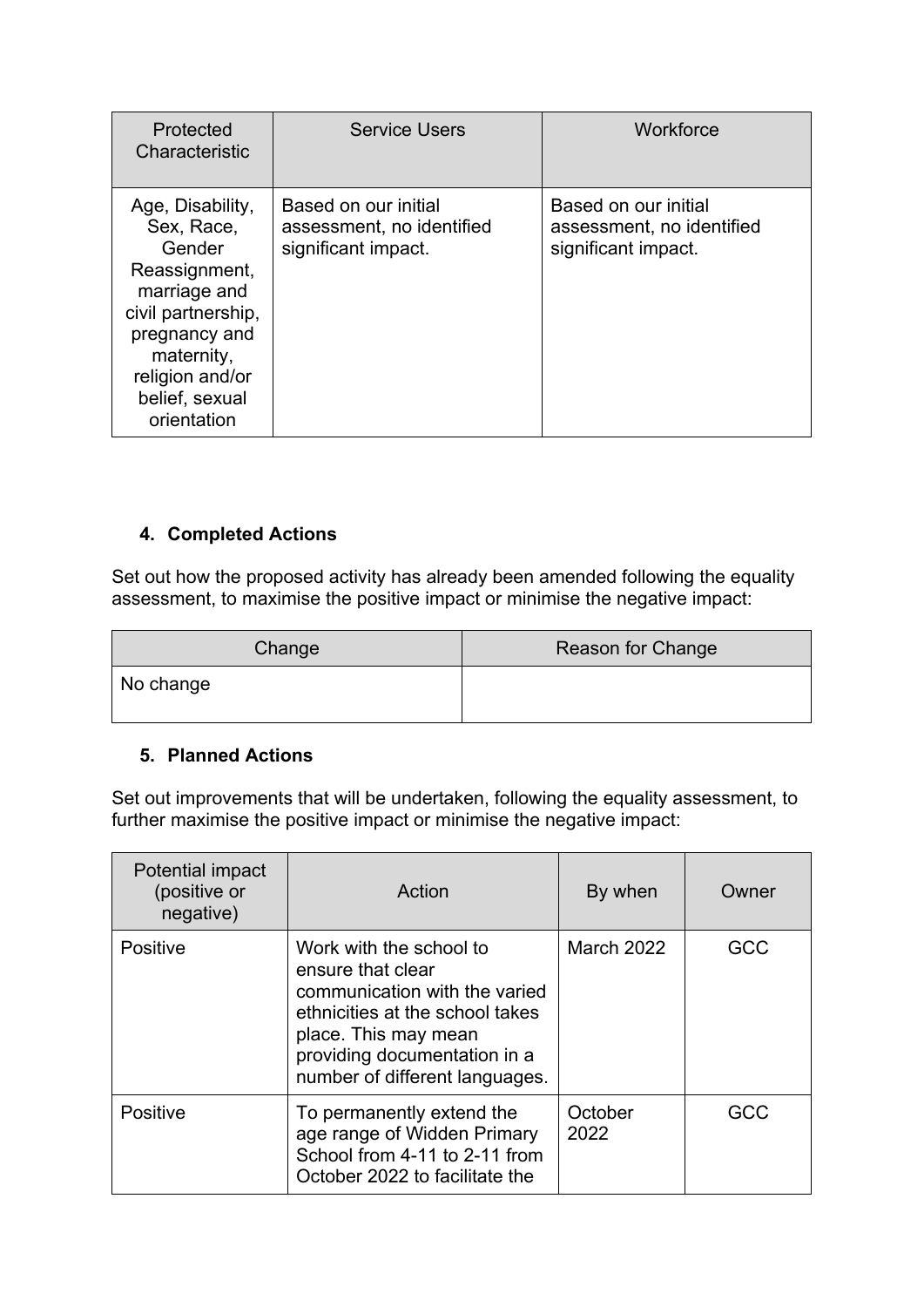| Protected Characteristic | Service Users | Workforce |
| --- | --- | --- |
| Age, Disability, Sex, Race, Gender Reassignment, marriage and civil partnership, pregnancy and maternity, religion and/or belief, sexual orientation | Based on our initial assessment, no identified significant impact. | Based on our initial assessment, no identified significant impact. |

## 4. Completed Actions

Set out how the proposed activity has already been amended following the equality assessment, to maximise the positive impact or minimise the negative impact:

| Change | Reason for Change |
| --- | --- |
| No change | |

## 5. Planned Actions

Set out improvements that will be undertaken, following the equality assessment, to further maximise the positive impact or minimise the negative impact:

| Potential impact (positive or negative) | Action | By when | Owner |
| --- | --- | --- | --- |
| Positive | Work with the school to ensure that clear communication with the varied ethnicities at the school takes place. This may mean providing documentation in a number of different languages. | March 2022 | GCC |
| Positive | To permanently extend the age range of Widden Primary School from 4-11 to 2-11 from October 2022 to facilitate the | October 2022 | GCC |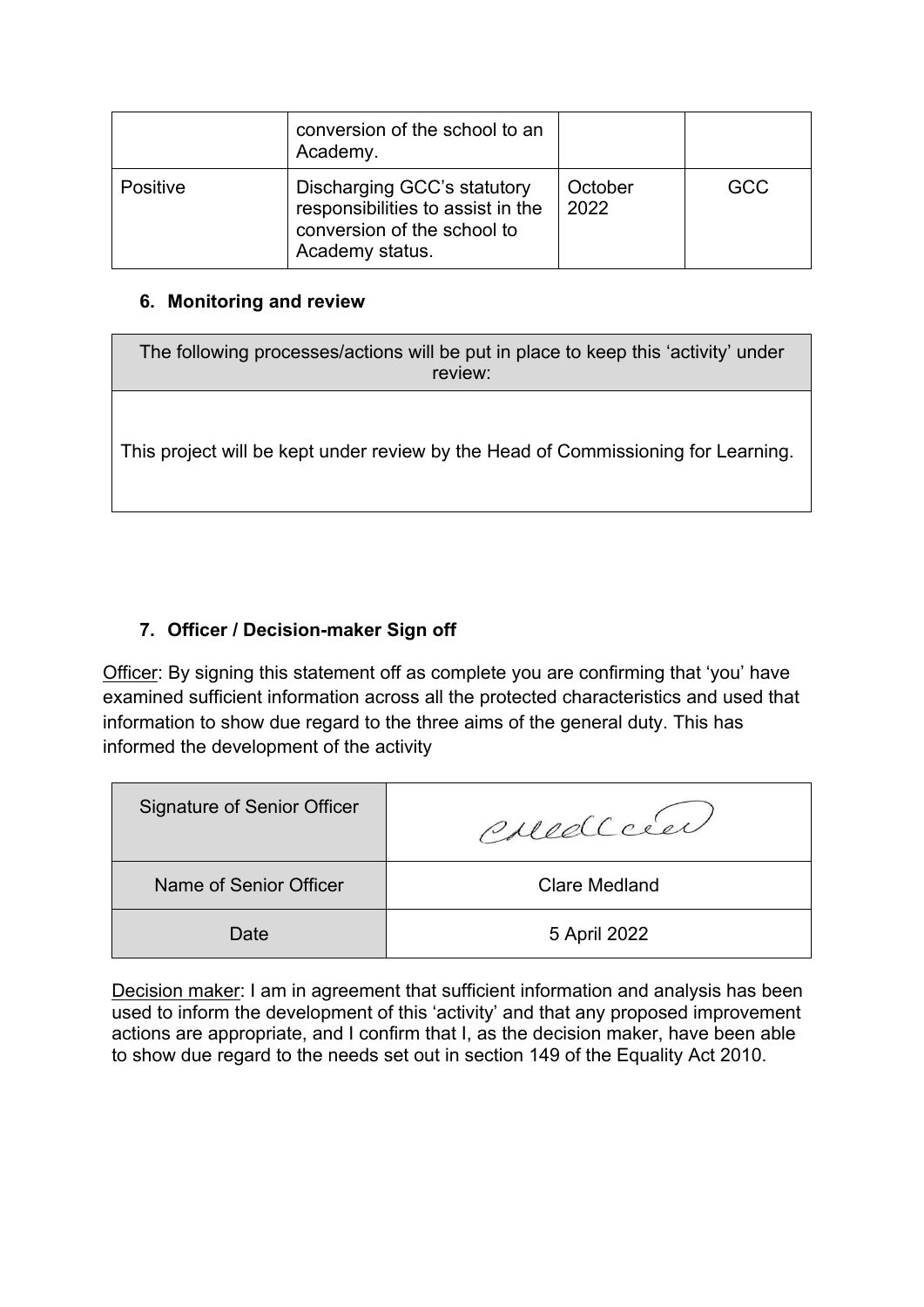| | | | |
|---|---|---|---|
| | conversion of the school to an Academy. | | |
| Positive | Discharging GCC's statutory responsibilities to assist in the conversion of the school to Academy status. | October 2022 | GCC |

### 6. Monitoring and review

| The following processes/actions will be put in place to keep this 'activity' under review: |
|---|
| This project will be kept under review by the Head of Commissioning for Learning. |

### 7. Officer / Decision-maker Sign off

Officer: By signing this statement off as complete you are confirming that 'you' have examined sufficient information across all the protected characteristics and used that information to show due regard to the three aims of the general duty. This has informed the development of the activity

| | |
|---|---|
| Signature of Senior Officer | CMedland |
| Name of Senior Officer | Clare Medland |
| Date | 5 April 2022 |

Decision maker: I am in agreement that sufficient information and analysis has been used to inform the development of this 'activity' and that any proposed improvement actions are appropriate, and I confirm that I, as the decision maker, have been able to show due regard to the needs set out in section 149 of the Equality Act 2010.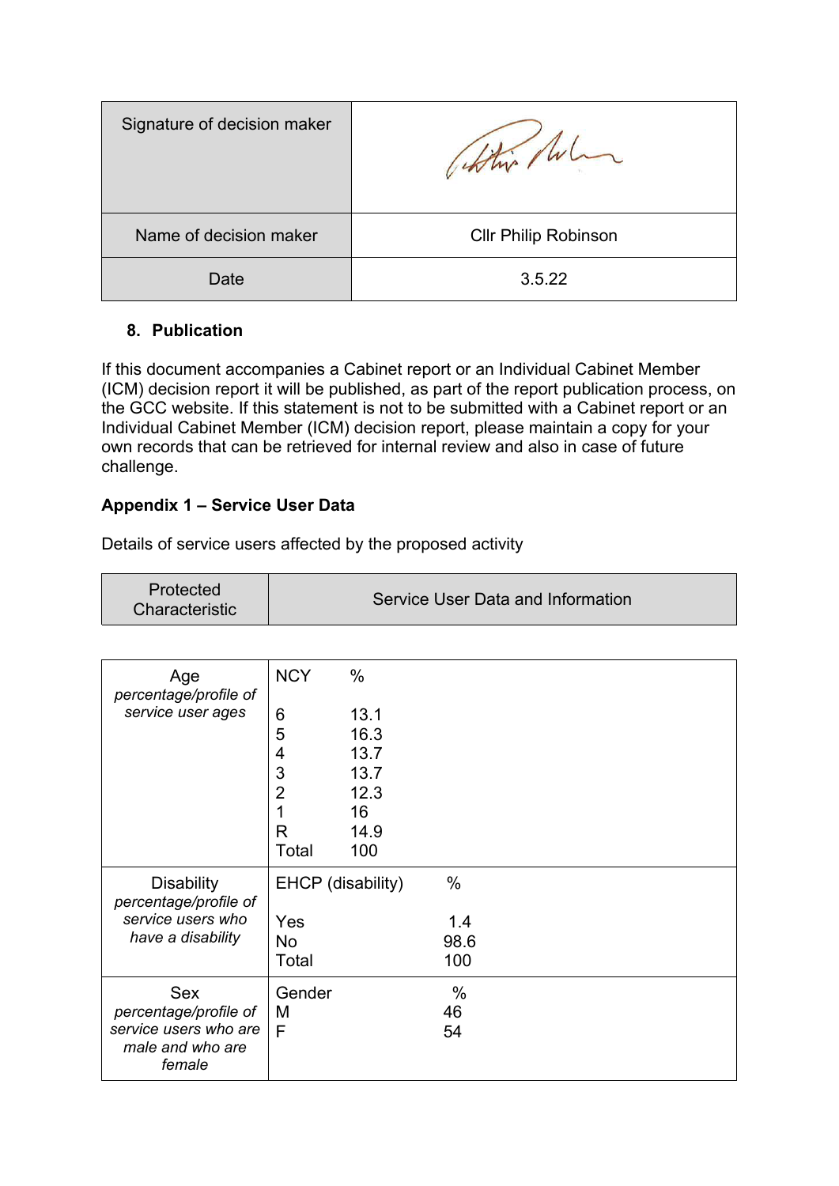| Signature of decision maker | |
|---|---|
| Name of decision maker | Cllr Philip Robinson |
| Date | 3.5.22 |

## 8. Publication

If this document accompanies a Cabinet report or an Individual Cabinet Member (ICM) decision report it will be published, as part of the report publication process, on the GCC website. If this statement is not to be submitted with a Cabinet report or an Individual Cabinet Member (ICM) decision report, please maintain a copy for your own records that can be retrieved for internal review and also in case of future challenge.

## Appendix 1 – Service User Data

Details of service users affected by the proposed activity

| Protected Characteristic | Service User Data and Information |
|---|---|
| Age<br>*percentage/profile of service user ages* | NCY %<br><br>6 13.1<br>5 16.3<br>4 13.7<br>3 13.7<br>2 12.3<br>1 16<br>R 14.9<br>Total 100 |
| Disability<br>*percentage/profile of service users who have a disability* | EHCP (disability) %<br><br>Yes 1.4<br>No 98.6<br>Total 100 |
| Sex<br>*percentage/profile of service users who are male and who are female* | Gender %<br>M 46<br>F 54 |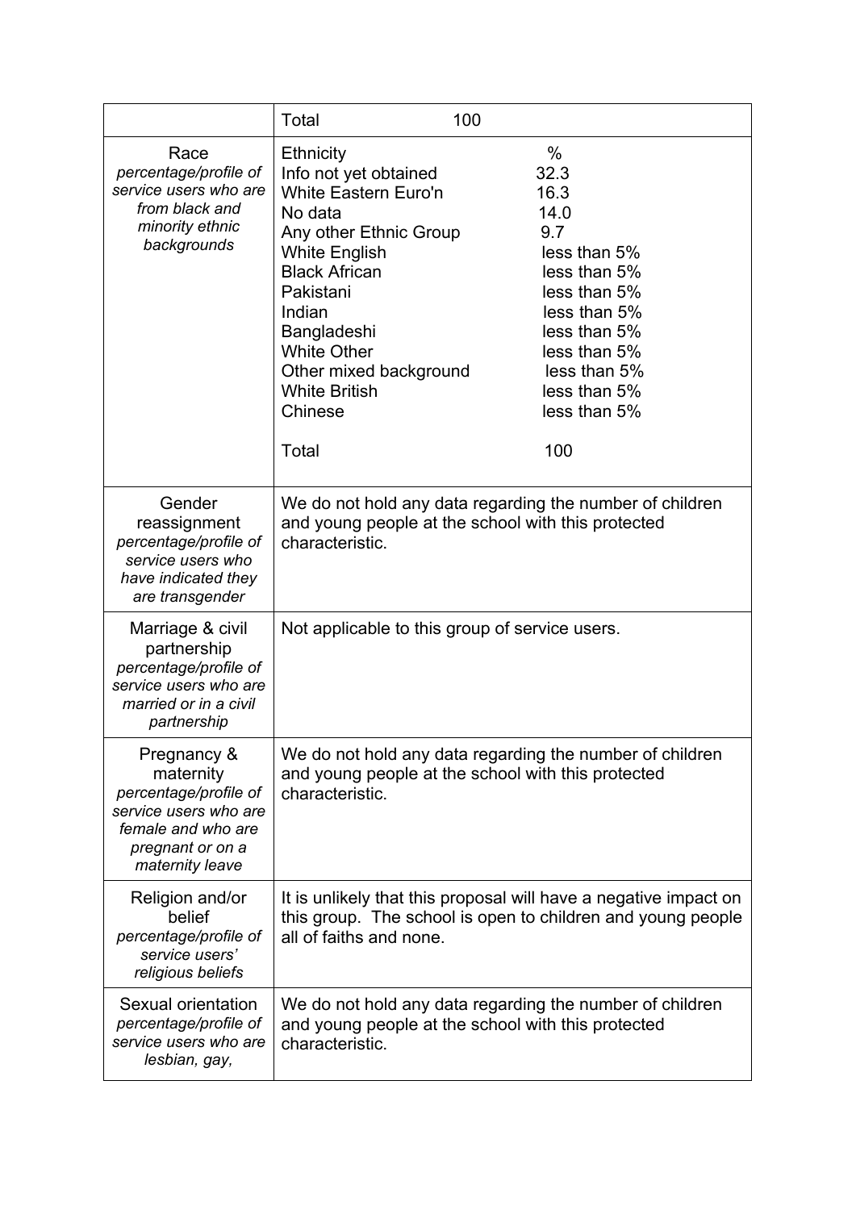| | |
|---|---|
| | Total 100 |
| Race<br>*percentage/profile of service users who are from black and minority ethnic backgrounds* | Ethnicity %<br>Info not yet obtained 32.3<br>White Eastern Euro'n 16.3<br>No data 14.0<br>Any other Ethnic Group 9.7<br>White English less than 5%<br>Black African less than 5%<br>Pakistani less than 5%<br>Indian less than 5%<br>Bangladeshi less than 5%<br>White Other less than 5%<br>Other mixed background less than 5%<br>White British less than 5%<br>Chinese less than 5%<br><br>Total 100 |
| Gender reassignment<br>*percentage/profile of service users who have indicated they are transgender* | We do not hold any data regarding the number of children and young people at the school with this protected characteristic. |
| Marriage & civil partnership<br>*percentage/profile of service users who are married or in a civil partnership* | Not applicable to this group of service users. |
| Pregnancy & maternity<br>*percentage/profile of service users who are female and who are pregnant or on a maternity leave* | We do not hold any data regarding the number of children and young people at the school with this protected characteristic. |
| Religion and/or belief<br>*percentage/profile of service users' religious beliefs* | It is unlikely that this proposal will have a negative impact on this group. The school is open to children and young people all of faiths and none. |
| Sexual orientation<br>*percentage/profile of service users who are lesbian, gay,* | We do not hold any data regarding the number of children and young people at the school with this protected characteristic. |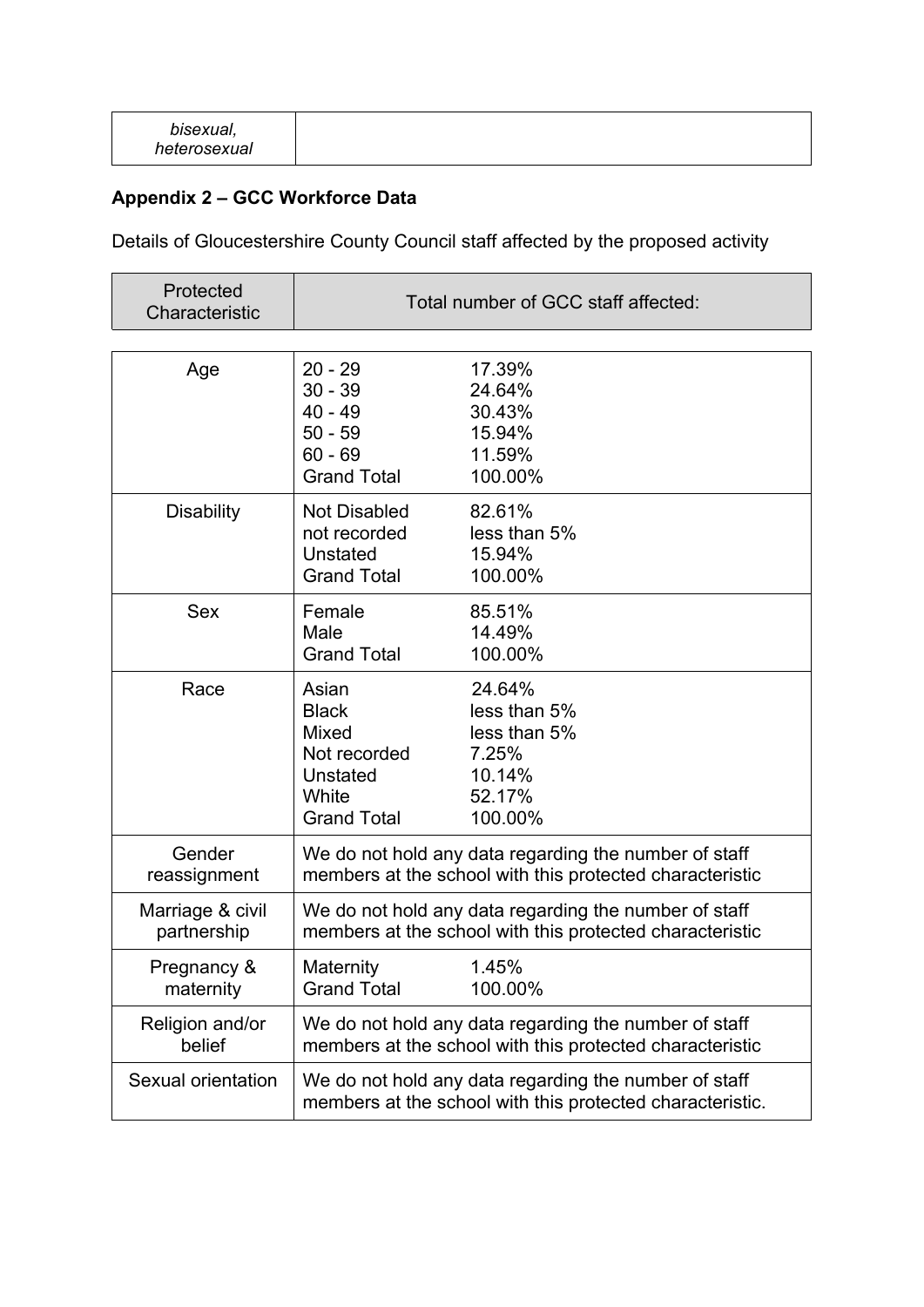| | |
|---|---|
| *bisexual, heterosexual* | |

**Appendix 2 – GCC Workforce Data**

Details of Gloucestershire County Council staff affected by the proposed activity

| Protected Characteristic | Total number of GCC staff affected: |
|---|---|
| Age | 20 - 29 17.39%<br>30 - 39 24.64%<br>40 - 49 30.43%<br>50 - 59 15.94%<br>60 - 69 11.59%<br>Grand Total 100.00% |
| Disability | Not Disabled 82.61%<br>not recorded less than 5%<br>Unstated 15.94%<br>Grand Total 100.00% |
| Sex | Female 85.51%<br>Male 14.49%<br>Grand Total 100.00% |
| Race | Asian 24.64%<br>Black less than 5%<br>Mixed less than 5%<br>Not recorded 7.25%<br>Unstated 10.14%<br>White 52.17%<br>Grand Total 100.00% |
| Gender reassignment | We do not hold any data regarding the number of staff members at the school with this protected characteristic |
| Marriage & civil partnership | We do not hold any data regarding the number of staff members at the school with this protected characteristic |
| Pregnancy & maternity | Maternity 1.45%<br>Grand Total 100.00% |
| Religion and/or belief | We do not hold any data regarding the number of staff members at the school with this protected characteristic |
| Sexual orientation | We do not hold any data regarding the number of staff members at the school with this protected characteristic. |